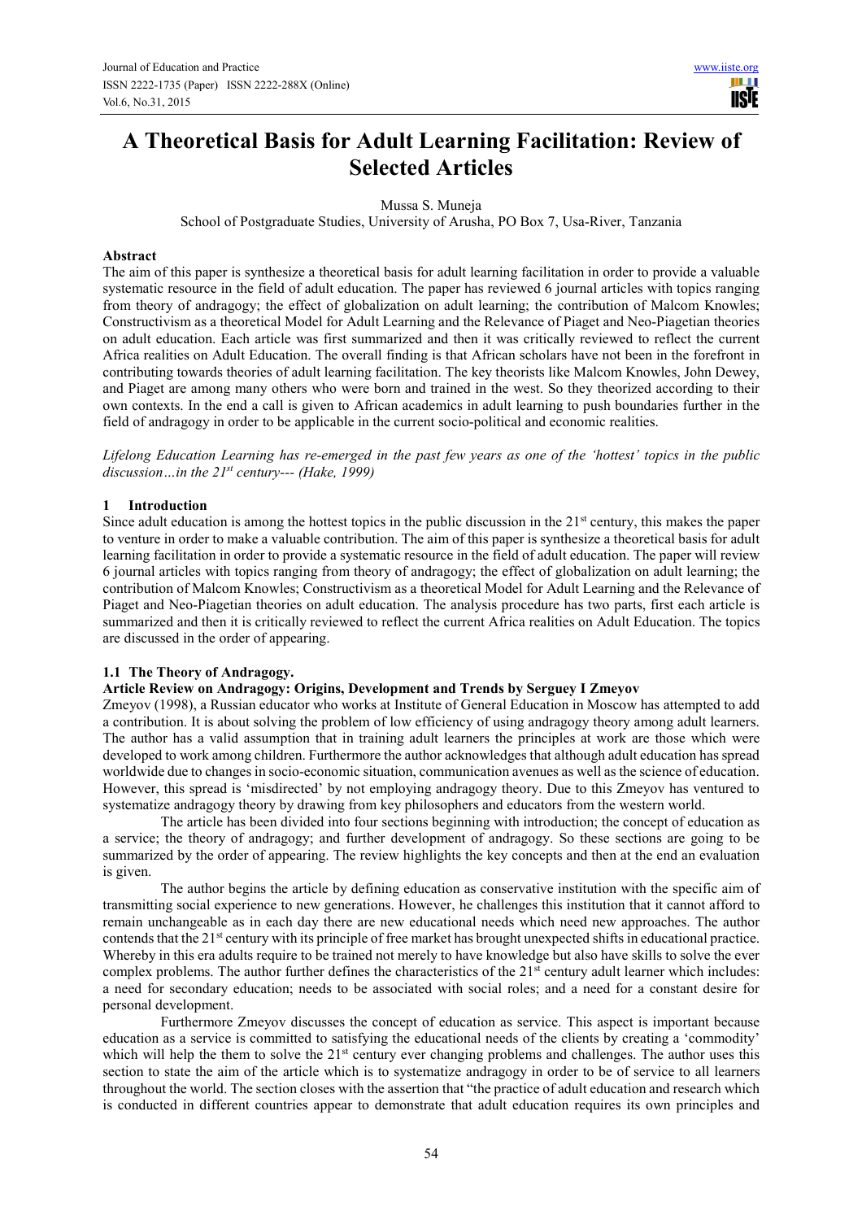# A Theoretical Basis for Adult Learning Facilitation: Review of Selected Articles

Mussa S. Muneja

School of Postgraduate Studies, University of Arusha, PO Box 7, Usa-River, Tanzania

## Abstract

The aim of this paper is synthesize a theoretical basis for adult learning facilitation in order to provide a valuable systematic resource in the field of adult education. The paper has reviewed 6 journal articles with topics ranging from theory of andragogy; the effect of globalization on adult learning; the contribution of Malcom Knowles; Constructivism as a theoretical Model for Adult Learning and the Relevance of Piaget and Neo-Piagetian theories on adult education. Each article was first summarized and then it was critically reviewed to reflect the current Africa realities on Adult Education. The overall finding is that African scholars have not been in the forefront in contributing towards theories of adult learning facilitation. The key theorists like Malcom Knowles, John Dewey, and Piaget are among many others who were born and trained in the west. So they theorized according to their own contexts. In the end a call is given to African academics in adult learning to push boundaries further in the field of andragogy in order to be applicable in the current socio-political and economic realities.

*Lifelong Education Learning has re-emerged in the past few years as one of the 'hottest' topics in the public discussion…in the 21st century--- (Hake, 1999)*

## 1 Introduction

Since adult education is among the hottest topics in the public discussion in the 21st century, this makes the paper to venture in order to make a valuable contribution. The aim of this paper is synthesize a theoretical basis for adult learning facilitation in order to provide a systematic resource in the field of adult education. The paper will review 6 journal articles with topics ranging from theory of andragogy; the effect of globalization on adult learning; the contribution of Malcom Knowles; Constructivism as a theoretical Model for Adult Learning and the Relevance of Piaget and Neo-Piagetian theories on adult education. The analysis procedure has two parts, first each article is summarized and then it is critically reviewed to reflect the current Africa realities on Adult Education. The topics are discussed in the order of appearing.

### 1.1 The Theory of Andragogy.

**Article Review on Andragogy: Origins, Development and Trends by Serguey I Zmeyov**

Zmeyov (1998), a Russian educator who works at Institute of General Education in Moscow has attempted to add a contribution. It is about solving the problem of low efficiency of using andragogy theory among adult learners. The author has a valid assumption that in training adult learners the principles at work are those which were developed to work among children. Furthermore the author acknowledges that although adult education has spread worldwide due to changes in socio-economic situation, communication avenues as well as the science of education. However, this spread is 'misdirected' by not employing andragogy theory. Due to this Zmeyov has ventured to systematize andragogy theory by drawing from key philosophers and educators from the western world.

The article has been divided into four sections beginning with introduction; the concept of education as a service; the theory of andragogy; and further development of andragogy. So these sections are going to be summarized by the order of appearing. The review highlights the key concepts and then at the end an evaluation is given.

The author begins the article by defining education as conservative institution with the specific aim of transmitting social experience to new generations. However, he challenges this institution that it cannot afford to remain unchangeable as in each day there are new educational needs which need new approaches. The author contends that the 21st century with its principle of free market has brought unexpected shifts in educational practice. Whereby in this era adults require to be trained not merely to have knowledge but also have skills to solve the ever complex problems. The author further defines the characteristics of the 21st century adult learner which includes: a need for secondary education; needs to be associated with social roles; and a need for a constant desire for personal development.

Furthermore Zmeyov discusses the concept of education as service. This aspect is important because education as a service is committed to satisfying the educational needs of the clients by creating a 'commodity' which will help the them to solve the 21st century ever changing problems and challenges. The author uses this section to state the aim of the article which is to systematize andragogy in order to be of service to all learners throughout the world. The section closes with the assertion that "the practice of adult education and research which is conducted in different countries appear to demonstrate that adult education requires its own principles and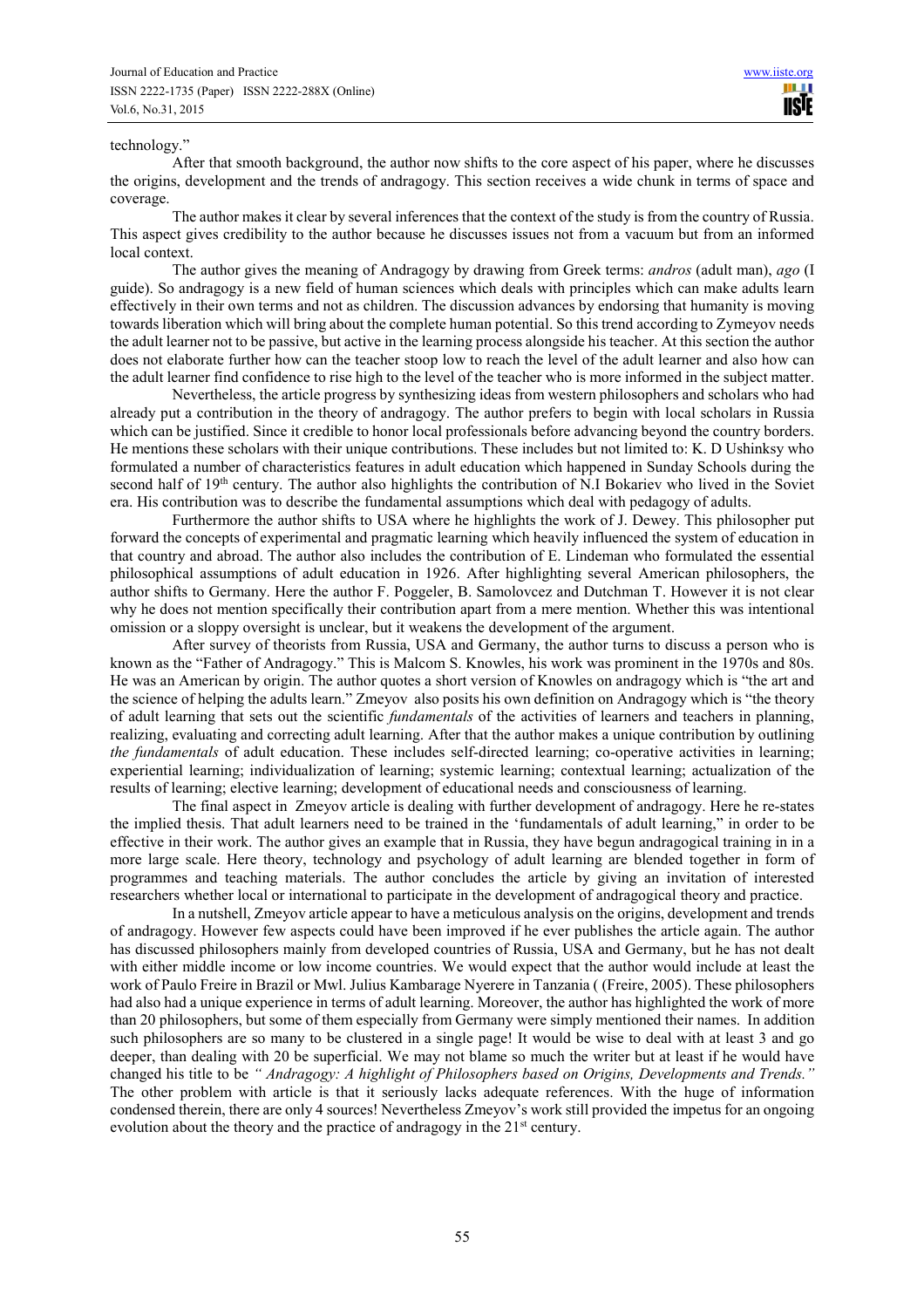technology."

After that smooth background, the author now shifts to the core aspect of his paper, where he discusses the origins, development and the trends of andragogy. This section receives a wide chunk in terms of space and coverage.

The author makes it clear by several inferences that the context of the study is from the country of Russia. This aspect gives credibility to the author because he discusses issues not from a vacuum but from an informed local context.

The author gives the meaning of Andragogy by drawing from Greek terms: *andros* (adult man), *ago* (I guide). So andragogy is a new field of human sciences which deals with principles which can make adults learn effectively in their own terms and not as children. The discussion advances by endorsing that humanity is moving towards liberation which will bring about the complete human potential. So this trend according to Zymeyov needs the adult learner not to be passive, but active in the learning process alongside his teacher. At this section the author does not elaborate further how can the teacher stoop low to reach the level of the adult learner and also how can the adult learner find confidence to rise high to the level of the teacher who is more informed in the subject matter.

Nevertheless, the article progress by synthesizing ideas from western philosophers and scholars who had already put a contribution in the theory of andragogy. The author prefers to begin with local scholars in Russia which can be justified. Since it credible to honor local professionals before advancing beyond the country borders. He mentions these scholars with their unique contributions. These includes but not limited to: K. D Ushinksy who formulated a number of characteristics features in adult education which happened in Sunday Schools during the second half of 19th century. The author also highlights the contribution of N.I Bokariev who lived in the Soviet era. His contribution was to describe the fundamental assumptions which deal with pedagogy of adults.

Furthermore the author shifts to USA where he highlights the work of J. Dewey. This philosopher put forward the concepts of experimental and pragmatic learning which heavily influenced the system of education in that country and abroad. The author also includes the contribution of E. Lindeman who formulated the essential philosophical assumptions of adult education in 1926. After highlighting several American philosophers, the author shifts to Germany. Here the author F. Poggeler, B. Samolovcez and Dutchman T. However it is not clear why he does not mention specifically their contribution apart from a mere mention. Whether this was intentional omission or a sloppy oversight is unclear, but it weakens the development of the argument.

After survey of theorists from Russia, USA and Germany, the author turns to discuss a person who is known as the "Father of Andragogy." This is Malcom S. Knowles, his work was prominent in the 1970s and 80s. He was an American by origin. The author quotes a short version of Knowles on andragogy which is "the art and the science of helping the adults learn." Zmeyov also posits his own definition on Andragogy which is "the theory of adult learning that sets out the scientific *fundamentals* of the activities of learners and teachers in planning, realizing, evaluating and correcting adult learning. After that the author makes a unique contribution by outlining *the fundamentals* of adult education. These includes self-directed learning; co-operative activities in learning; experiential learning; individualization of learning; systemic learning; contextual learning; actualization of the results of learning; elective learning; development of educational needs and consciousness of learning.

The final aspect in Zmeyov article is dealing with further development of andragogy. Here he re-states the implied thesis. That adult learners need to be trained in the 'fundamentals of adult learning," in order to be effective in their work. The author gives an example that in Russia, they have begun andragogical training in in a more large scale. Here theory, technology and psychology of adult learning are blended together in form of programmes and teaching materials. The author concludes the article by giving an invitation of interested researchers whether local or international to participate in the development of andragogical theory and practice.

In a nutshell, Zmeyov article appear to have a meticulous analysis on the origins, development and trends of andragogy. However few aspects could have been improved if he ever publishes the article again. The author has discussed philosophers mainly from developed countries of Russia, USA and Germany, but he has not dealt with either middle income or low income countries. We would expect that the author would include at least the work of Paulo Freire in Brazil or Mwl. Julius Kambarage Nyerere in Tanzania ( (Freire, 2005). These philosophers had also had a unique experience in terms of adult learning. Moreover, the author has highlighted the work of more than 20 philosophers, but some of them especially from Germany were simply mentioned their names. In addition such philosophers are so many to be clustered in a single page! It would be wise to deal with at least 3 and go deeper, than dealing with 20 be superficial. We may not blame so much the writer but at least if he would have changed his title to be *" Andragogy: A highlight of Philosophers based on Origins, Developments and Trends."* The other problem with article is that it seriously lacks adequate references. With the huge of information condensed therein, there are only 4 sources! Nevertheless Zmeyov's work still provided the impetus for an ongoing evolution about the theory and the practice of andragogy in the 21st century.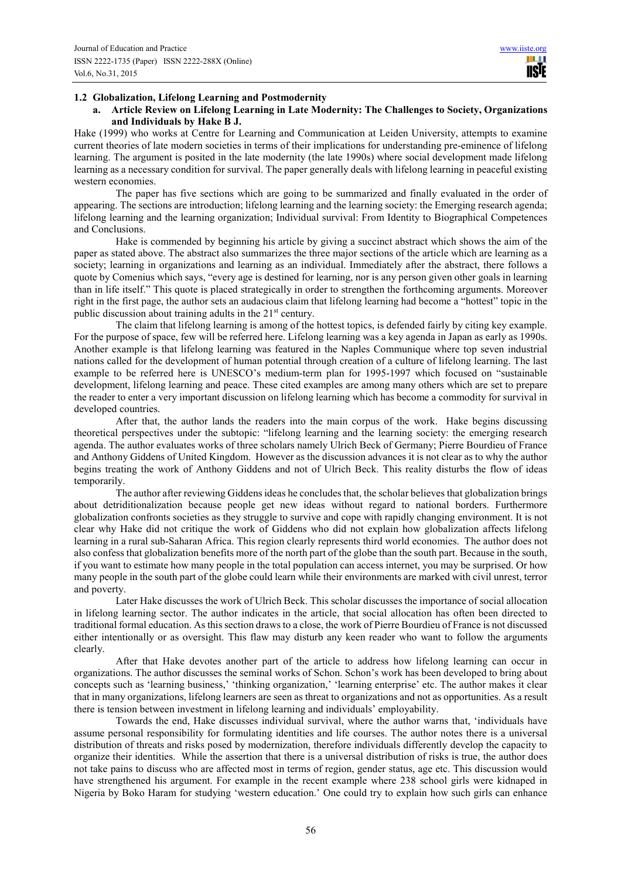## 1.2 Globalization, Lifelong Learning and Postmodernity

### a. Article Review on Lifelong Learning in Late Modernity: The Challenges to Society, Organizations and Individuals by Hake B J.

Hake (1999) who works at Centre for Learning and Communication at Leiden University, attempts to examine current theories of late modern societies in terms of their implications for understanding pre-eminence of lifelong learning. The argument is posited in the late modernity (the late 1990s) where social development made lifelong learning as a necessary condition for survival. The paper generally deals with lifelong learning in peaceful existing western economies.

The paper has five sections which are going to be summarized and finally evaluated in the order of appearing. The sections are introduction; lifelong learning and the learning society: the Emerging research agenda; lifelong learning and the learning organization; Individual survival: From Identity to Biographical Competences and Conclusions.

Hake is commended by beginning his article by giving a succinct abstract which shows the aim of the paper as stated above. The abstract also summarizes the three major sections of the article which are learning as a society; learning in organizations and learning as an individual. Immediately after the abstract, there follows a quote by Comenius which says, "every age is destined for learning, nor is any person given other goals in learning than in life itself." This quote is placed strategically in order to strengthen the forthcoming arguments. Moreover right in the first page, the author sets an audacious claim that lifelong learning had become a "hottest" topic in the public discussion about training adults in the 21st century.

The claim that lifelong learning is among of the hottest topics, is defended fairly by citing key example. For the purpose of space, few will be referred here. Lifelong learning was a key agenda in Japan as early as 1990s. Another example is that lifelong learning was featured in the Naples Communique where top seven industrial nations called for the development of human potential through creation of a culture of lifelong learning. The last example to be referred here is UNESCO's medium-term plan for 1995-1997 which focused on "sustainable development, lifelong learning and peace. These cited examples are among many others which are set to prepare the reader to enter a very important discussion on lifelong learning which has become a commodity for survival in developed countries.

After that, the author lands the readers into the main corpus of the work. Hake begins discussing theoretical perspectives under the subtopic: "lifelong learning and the learning society: the emerging research agenda. The author evaluates works of three scholars namely Ulrich Beck of Germany; Pierre Bourdieu of France and Anthony Giddens of United Kingdom. However as the discussion advances it is not clear as to why the author begins treating the work of Anthony Giddens and not of Ulrich Beck. This reality disturbs the flow of ideas temporarily.

The author after reviewing Giddens ideas he concludes that, the scholar believes that globalization brings about detriditionalization because people get new ideas without regard to national borders. Furthermore globalization confronts societies as they struggle to survive and cope with rapidly changing environment. It is not clear why Hake did not critique the work of Giddens who did not explain how globalization affects lifelong learning in a rural sub-Saharan Africa. This region clearly represents third world economies. The author does not also confess that globalization benefits more of the north part of the globe than the south part. Because in the south, if you want to estimate how many people in the total population can access internet, you may be surprised. Or how many people in the south part of the globe could learn while their environments are marked with civil unrest, terror and poverty.

Later Hake discusses the work of Ulrich Beck. This scholar discusses the importance of social allocation in lifelong learning sector. The author indicates in the article, that social allocation has often been directed to traditional formal education. As this section draws to a close, the work of Pierre Bourdieu of France is not discussed either intentionally or as oversight. This flaw may disturb any keen reader who want to follow the arguments clearly.

After that Hake devotes another part of the article to address how lifelong learning can occur in organizations. The author discusses the seminal works of Schon. Schon's work has been developed to bring about concepts such as 'learning business,' 'thinking organization,' 'learning enterprise' etc. The author makes it clear that in many organizations, lifelong learners are seen as threat to organizations and not as opportunities. As a result there is tension between investment in lifelong learning and individuals' employability.

Towards the end, Hake discusses individual survival, where the author warns that, 'individuals have assume personal responsibility for formulating identities and life courses. The author notes there is a universal distribution of threats and risks posed by modernization, therefore individuals differently develop the capacity to organize their identities. While the assertion that there is a universal distribution of risks is true, the author does not take pains to discuss who are affected most in terms of region, gender status, age etc. This discussion would have strengthened his argument. For example in the recent example where 238 school girls were kidnaped in Nigeria by Boko Haram for studying 'western education.' One could try to explain how such girls can enhance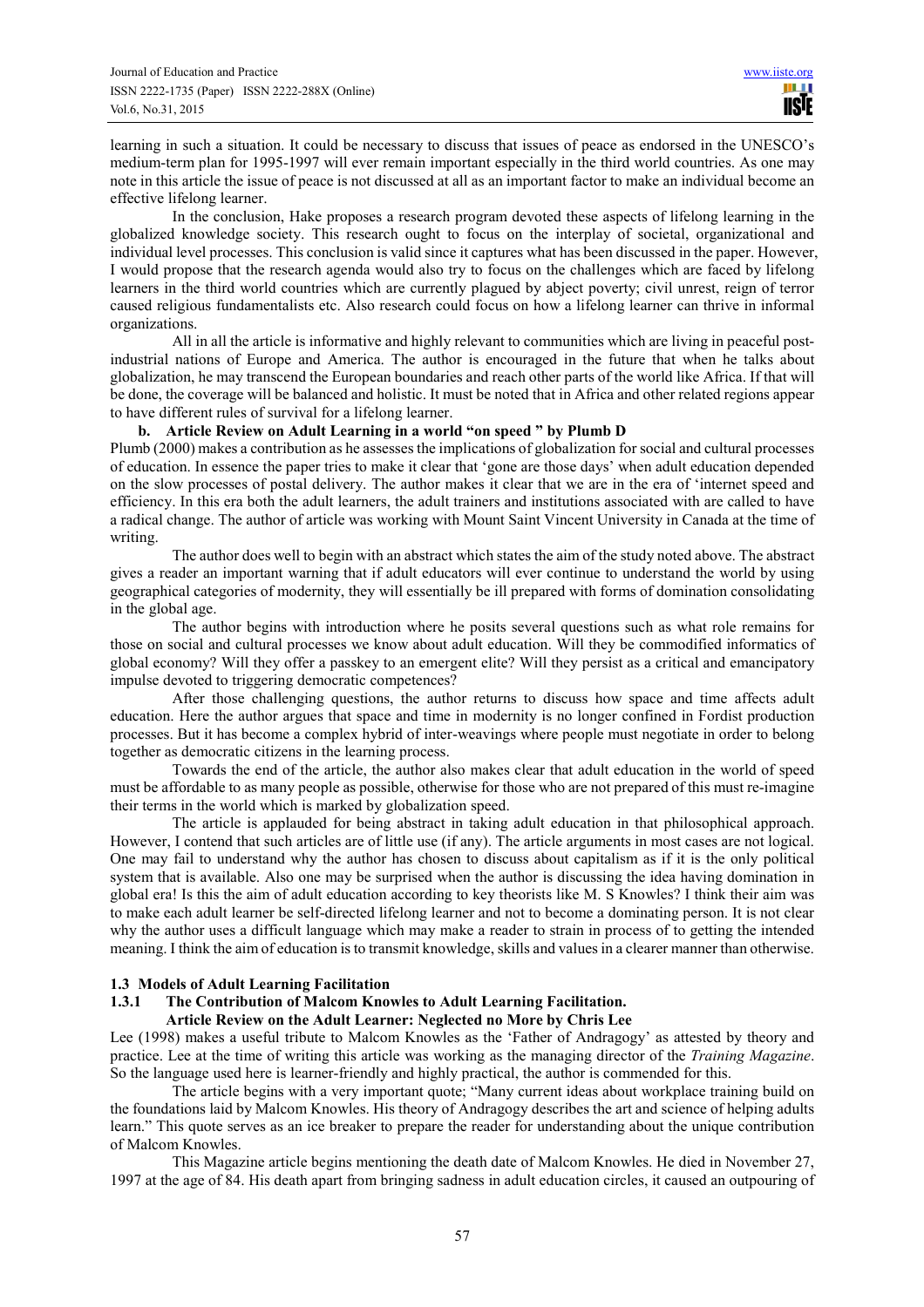learning in such a situation. It could be necessary to discuss that issues of peace as endorsed in the UNESCO's medium-term plan for 1995-1997 will ever remain important especially in the third world countries. As one may note in this article the issue of peace is not discussed at all as an important factor to make an individual become an effective lifelong learner.

In the conclusion, Hake proposes a research program devoted these aspects of lifelong learning in the globalized knowledge society. This research ought to focus on the interplay of societal, organizational and individual level processes. This conclusion is valid since it captures what has been discussed in the paper. However, I would propose that the research agenda would also try to focus on the challenges which are faced by lifelong learners in the third world countries which are currently plagued by abject poverty; civil unrest, reign of terror caused religious fundamentalists etc. Also research could focus on how a lifelong learner can thrive in informal organizations.

All in all the article is informative and highly relevant to communities which are living in peaceful post-industrial nations of Europe and America. The author is encouraged in the future that when he talks about globalization, he may transcend the European boundaries and reach other parts of the world like Africa. If that will be done, the coverage will be balanced and holistic. It must be noted that in Africa and other related regions appear to have different rules of survival for a lifelong learner.

**b. Article Review on Adult Learning in a world "on speed " by Plumb D**

Plumb (2000) makes a contribution as he assesses the implications of globalization for social and cultural processes of education. In essence the paper tries to make it clear that 'gone are those days' when adult education depended on the slow processes of postal delivery. The author makes it clear that we are in the era of 'internet speed and efficiency. In this era both the adult learners, the adult trainers and institutions associated with are called to have a radical change. The author of article was working with Mount Saint Vincent University in Canada at the time of writing.

The author does well to begin with an abstract which states the aim of the study noted above. The abstract gives a reader an important warning that if adult educators will ever continue to understand the world by using geographical categories of modernity, they will essentially be ill prepared with forms of domination consolidating in the global age.

The author begins with introduction where he posits several questions such as what role remains for those on social and cultural processes we know about adult education. Will they be commodified informatics of global economy? Will they offer a passkey to an emergent elite? Will they persist as a critical and emancipatory impulse devoted to triggering democratic competences?

After those challenging questions, the author returns to discuss how space and time affects adult education. Here the author argues that space and time in modernity is no longer confined in Fordist production processes. But it has become a complex hybrid of inter-weavings where people must negotiate in order to belong together as democratic citizens in the learning process.

Towards the end of the article, the author also makes clear that adult education in the world of speed must be affordable to as many people as possible, otherwise for those who are not prepared of this must re-imagine their terms in the world which is marked by globalization speed.

The article is applauded for being abstract in taking adult education in that philosophical approach. However, I contend that such articles are of little use (if any). The article arguments in most cases are not logical. One may fail to understand why the author has chosen to discuss about capitalism as if it is the only political system that is available. Also one may be surprised when the author is discussing the idea having domination in global era! Is this the aim of adult education according to key theorists like M. S Knowles? I think their aim was to make each adult learner be self-directed lifelong learner and not to become a dominating person. It is not clear why the author uses a difficult language which may make a reader to strain in process of to getting the intended meaning. I think the aim of education is to transmit knowledge, skills and values in a clearer manner than otherwise.

## 1.3 Models of Adult Learning Facilitation

### 1.3.1 The Contribution of Malcom Knowles to Adult Learning Facilitation.

**Article Review on the Adult Learner: Neglected no More by Chris Lee**

Lee (1998) makes a useful tribute to Malcom Knowles as the 'Father of Andragogy' as attested by theory and practice. Lee at the time of writing this article was working as the managing director of the *Training Magazine*. So the language used here is learner-friendly and highly practical, the author is commended for this.

The article begins with a very important quote; "Many current ideas about workplace training build on the foundations laid by Malcom Knowles. His theory of Andragogy describes the art and science of helping adults learn." This quote serves as an ice breaker to prepare the reader for understanding about the unique contribution of Malcom Knowles.

This Magazine article begins mentioning the death date of Malcom Knowles. He died in November 27, 1997 at the age of 84. His death apart from bringing sadness in adult education circles, it caused an outpouring of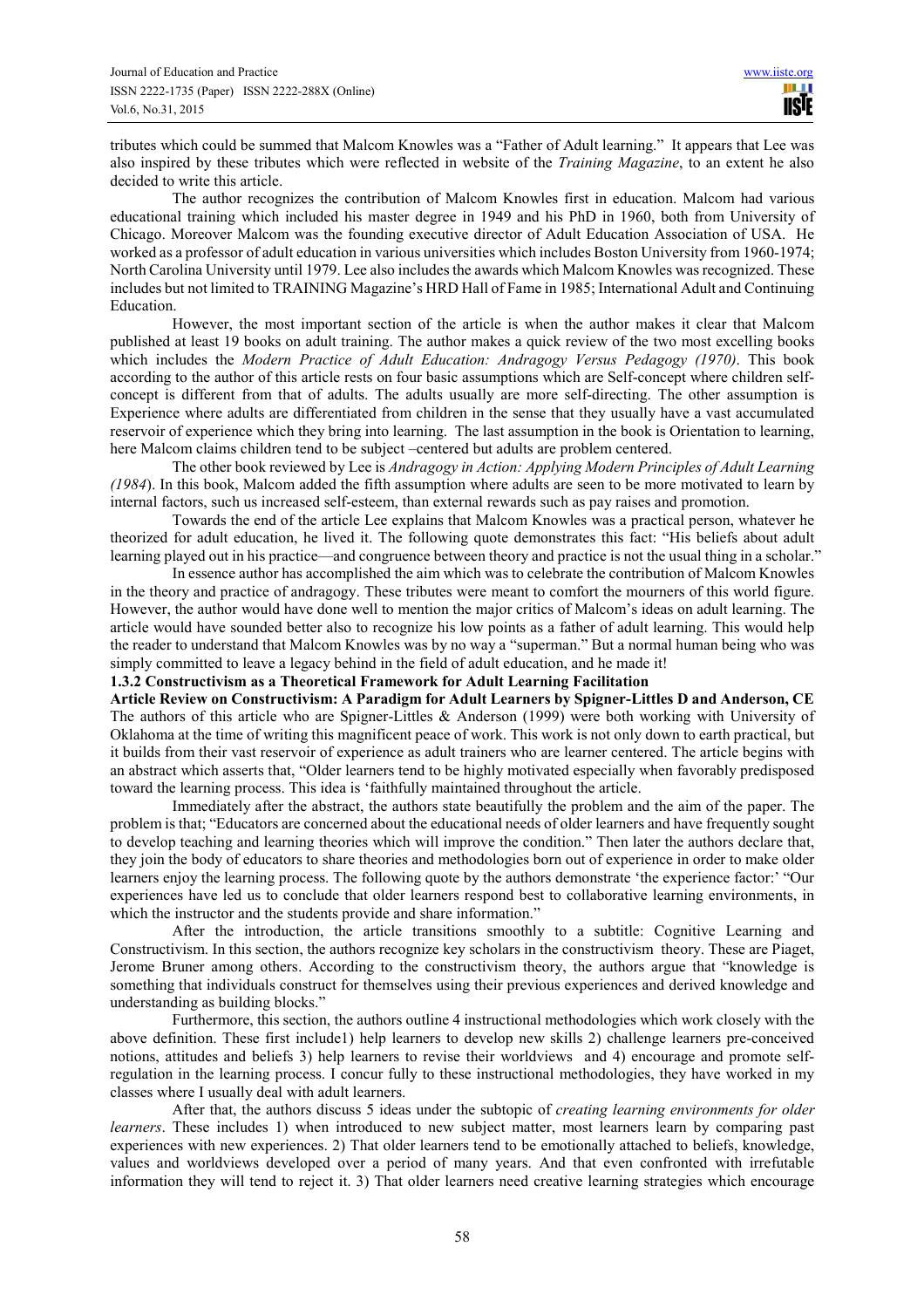tributes which could be summed that Malcom Knowles was a "Father of Adult learning." It appears that Lee was also inspired by these tributes which were reflected in website of the *Training Magazine*, to an extent he also decided to write this article.

The author recognizes the contribution of Malcom Knowles first in education. Malcom had various educational training which included his master degree in 1949 and his PhD in 1960, both from University of Chicago. Moreover Malcom was the founding executive director of Adult Education Association of USA. He worked as a professor of adult education in various universities which includes Boston University from 1960-1974; North Carolina University until 1979. Lee also includes the awards which Malcom Knowles was recognized. These includes but not limited to TRAINING Magazine's HRD Hall of Fame in 1985; International Adult and Continuing Education.

However, the most important section of the article is when the author makes it clear that Malcom published at least 19 books on adult training. The author makes a quick review of the two most excelling books which includes the *Modern Practice of Adult Education: Andragogy Versus Pedagogy (1970)*. This book according to the author of this article rests on four basic assumptions which are Self-concept where children self-concept is different from that of adults. The adults usually are more self-directing. The other assumption is Experience where adults are differentiated from children in the sense that they usually have a vast accumulated reservoir of experience which they bring into learning. The last assumption in the book is Orientation to learning, here Malcom claims children tend to be subject –centered but adults are problem centered.

The other book reviewed by Lee is *Andragogy in Action: Applying Modern Principles of Adult Learning (1984*). In this book, Malcom added the fifth assumption where adults are seen to be more motivated to learn by internal factors, such us increased self-esteem, than external rewards such as pay raises and promotion.

Towards the end of the article Lee explains that Malcom Knowles was a practical person, whatever he theorized for adult education, he lived it. The following quote demonstrates this fact: "His beliefs about adult learning played out in his practice—and congruence between theory and practice is not the usual thing in a scholar."

In essence author has accomplished the aim which was to celebrate the contribution of Malcom Knowles in the theory and practice of andragogy. These tributes were meant to comfort the mourners of this world figure. However, the author would have done well to mention the major critics of Malcom's ideas on adult learning. The article would have sounded better also to recognize his low points as a father of adult learning. This would help the reader to understand that Malcom Knowles was by no way a "superman." But a normal human being who was simply committed to leave a legacy behind in the field of adult education, and he made it!

**1.3.2 Constructivism as a Theoretical Framework for Adult Learning Facilitation**

**Article Review on Constructivism: A Paradigm for Adult Learners by Spigner-Littles D and Anderson, CE**

The authors of this article who are Spigner-Littles & Anderson (1999) were both working with University of Oklahoma at the time of writing this magnificent peace of work. This work is not only down to earth practical, but it builds from their vast reservoir of experience as adult trainers who are learner centered. The article begins with an abstract which asserts that, "Older learners tend to be highly motivated especially when favorably predisposed toward the learning process. This idea is 'faithfully maintained throughout the article.

Immediately after the abstract, the authors state beautifully the problem and the aim of the paper. The problem is that; "Educators are concerned about the educational needs of older learners and have frequently sought to develop teaching and learning theories which will improve the condition." Then later the authors declare that, they join the body of educators to share theories and methodologies born out of experience in order to make older learners enjoy the learning process. The following quote by the authors demonstrate 'the experience factor:' "Our experiences have led us to conclude that older learners respond best to collaborative learning environments, in which the instructor and the students provide and share information."

After the introduction, the article transitions smoothly to a subtitle: Cognitive Learning and Constructivism. In this section, the authors recognize key scholars in the constructivism theory. These are Piaget, Jerome Bruner among others. According to the constructivism theory, the authors argue that "knowledge is something that individuals construct for themselves using their previous experiences and derived knowledge and understanding as building blocks."

Furthermore, this section, the authors outline 4 instructional methodologies which work closely with the above definition. These first include1) help learners to develop new skills 2) challenge learners pre-conceived notions, attitudes and beliefs 3) help learners to revise their worldviews and 4) encourage and promote self-regulation in the learning process. I concur fully to these instructional methodologies, they have worked in my classes where I usually deal with adult learners.

After that, the authors discuss 5 ideas under the subtopic of *creating learning environments for older learners*. These includes 1) when introduced to new subject matter, most learners learn by comparing past experiences with new experiences. 2) That older learners tend to be emotionally attached to beliefs, knowledge, values and worldviews developed over a period of many years. And that even confronted with irrefutable information they will tend to reject it. 3) That older learners need creative learning strategies which encourage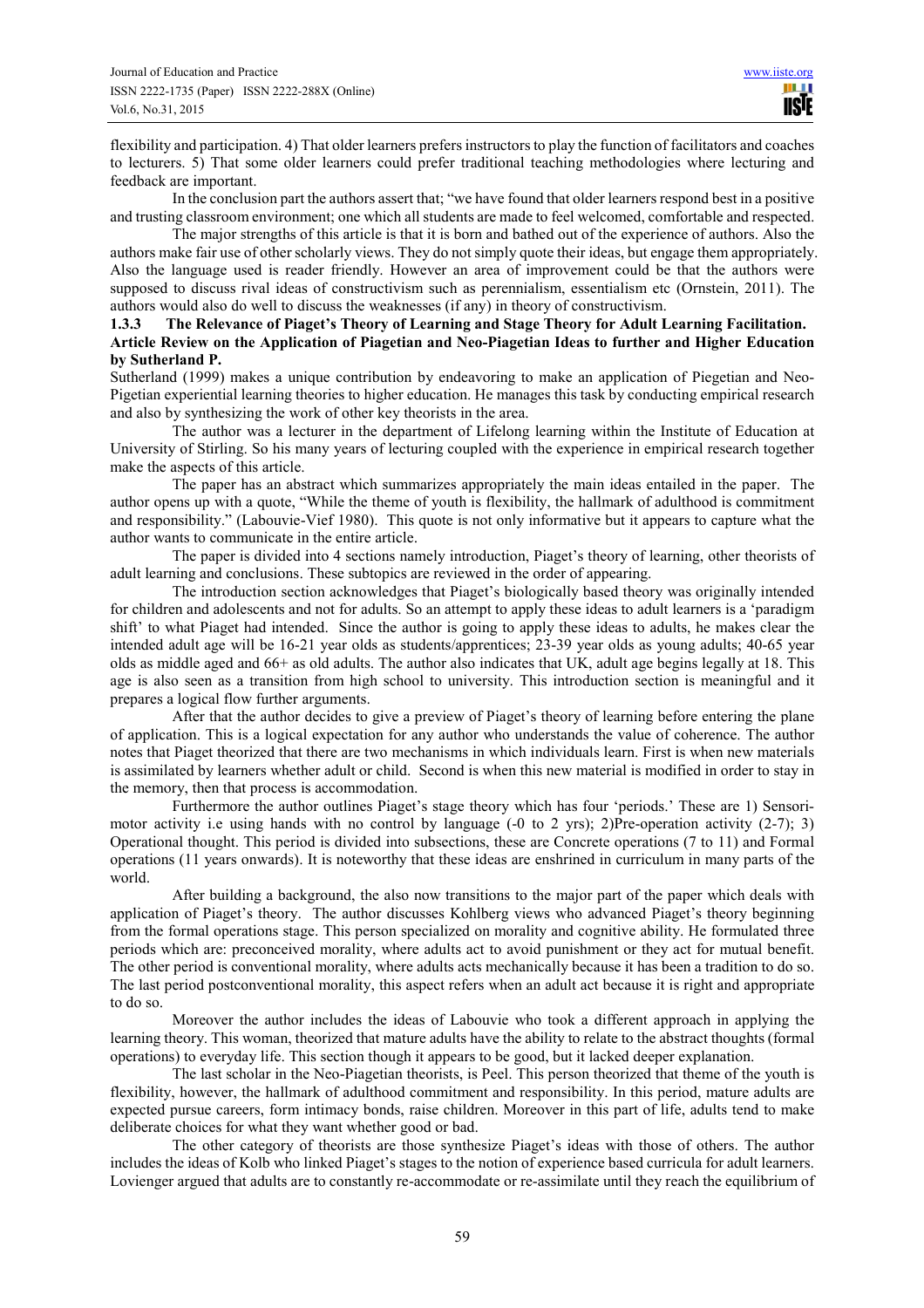flexibility and participation. 4) That older learners prefers instructors to play the function of facilitators and coaches to lecturers. 5) That some older learners could prefer traditional teaching methodologies where lecturing and feedback are important.

In the conclusion part the authors assert that; "we have found that older learners respond best in a positive and trusting classroom environment; one which all students are made to feel welcomed, comfortable and respected.

The major strengths of this article is that it is born and bathed out of the experience of authors. Also the authors make fair use of other scholarly views. They do not simply quote their ideas, but engage them appropriately. Also the language used is reader friendly. However an area of improvement could be that the authors were supposed to discuss rival ideas of constructivism such as perennialism, essentialism etc (Ornstein, 2011). The authors would also do well to discuss the weaknesses (if any) in theory of constructivism.

### 1.3.3 The Relevance of Piaget's Theory of Learning and Stage Theory for Adult Learning Facilitation. Article Review on the Application of Piagetian and Neo-Piagetian Ideas to further and Higher Education by Sutherland P.

Sutherland (1999) makes a unique contribution by endeavoring to make an application of Piegetian and Neo-Pigetian experiential learning theories to higher education. He manages this task by conducting empirical research and also by synthesizing the work of other key theorists in the area.

The author was a lecturer in the department of Lifelong learning within the Institute of Education at University of Stirling. So his many years of lecturing coupled with the experience in empirical research together make the aspects of this article.

The paper has an abstract which summarizes appropriately the main ideas entailed in the paper. The author opens up with a quote, "While the theme of youth is flexibility, the hallmark of adulthood is commitment and responsibility." (Labouvie-Vief 1980). This quote is not only informative but it appears to capture what the author wants to communicate in the entire article.

The paper is divided into 4 sections namely introduction, Piaget's theory of learning, other theorists of adult learning and conclusions. These subtopics are reviewed in the order of appearing.

The introduction section acknowledges that Piaget's biologically based theory was originally intended for children and adolescents and not for adults. So an attempt to apply these ideas to adult learners is a 'paradigm shift' to what Piaget had intended. Since the author is going to apply these ideas to adults, he makes clear the intended adult age will be 16-21 year olds as students/apprentices; 23-39 year olds as young adults; 40-65 year olds as middle aged and 66+ as old adults. The author also indicates that UK, adult age begins legally at 18. This age is also seen as a transition from high school to university. This introduction section is meaningful and it prepares a logical flow further arguments.

After that the author decides to give a preview of Piaget's theory of learning before entering the plane of application. This is a logical expectation for any author who understands the value of coherence. The author notes that Piaget theorized that there are two mechanisms in which individuals learn. First is when new materials is assimilated by learners whether adult or child. Second is when this new material is modified in order to stay in the memory, then that process is accommodation.

Furthermore the author outlines Piaget's stage theory which has four 'periods.' These are 1) Sensori-motor activity i.e using hands with no control by language (-0 to 2 yrs); 2)Pre-operation activity (2-7); 3) Operational thought. This period is divided into subsections, these are Concrete operations (7 to 11) and Formal operations (11 years onwards). It is noteworthy that these ideas are enshrined in curriculum in many parts of the world.

After building a background, the also now transitions to the major part of the paper which deals with application of Piaget's theory. The author discusses Kohlberg views who advanced Piaget's theory beginning from the formal operations stage. This person specialized on morality and cognitive ability. He formulated three periods which are: preconceived morality, where adults act to avoid punishment or they act for mutual benefit. The other period is conventional morality, where adults acts mechanically because it has been a tradition to do so. The last period postconventional morality, this aspect refers when an adult act because it is right and appropriate to do so.

Moreover the author includes the ideas of Labouvie who took a different approach in applying the learning theory. This woman, theorized that mature adults have the ability to relate to the abstract thoughts (formal operations) to everyday life. This section though it appears to be good, but it lacked deeper explanation.

The last scholar in the Neo-Piagetian theorists, is Peel. This person theorized that theme of the youth is flexibility, however, the hallmark of adulthood commitment and responsibility. In this period, mature adults are expected pursue careers, form intimacy bonds, raise children. Moreover in this part of life, adults tend to make deliberate choices for what they want whether good or bad.

The other category of theorists are those synthesize Piaget's ideas with those of others. The author includes the ideas of Kolb who linked Piaget's stages to the notion of experience based curricula for adult learners. Lovienger argued that adults are to constantly re-accommodate or re-assimilate until they reach the equilibrium of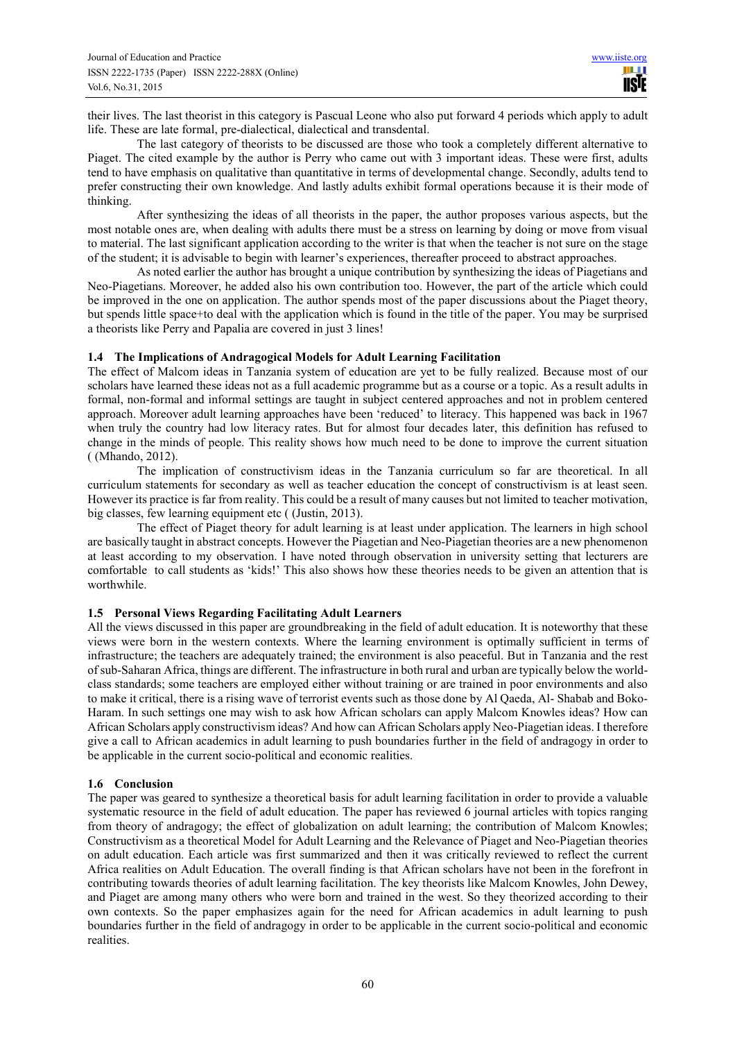their lives. The last theorist in this category is Pascual Leone who also put forward 4 periods which apply to adult life. These are late formal, pre-dialectical, dialectical and transdental.

The last category of theorists to be discussed are those who took a completely different alternative to Piaget. The cited example by the author is Perry who came out with 3 important ideas. These were first, adults tend to have emphasis on qualitative than quantitative in terms of developmental change. Secondly, adults tend to prefer constructing their own knowledge. And lastly adults exhibit formal operations because it is their mode of thinking.

After synthesizing the ideas of all theorists in the paper, the author proposes various aspects, but the most notable ones are, when dealing with adults there must be a stress on learning by doing or move from visual to material. The last significant application according to the writer is that when the teacher is not sure on the stage of the student; it is advisable to begin with learner's experiences, thereafter proceed to abstract approaches.

As noted earlier the author has brought a unique contribution by synthesizing the ideas of Piagetians and Neo-Piagetians. Moreover, he added also his own contribution too. However, the part of the article which could be improved in the one on application. The author spends most of the paper discussions about the Piaget theory, but spends little space+to deal with the application which is found in the title of the paper. You may be surprised a theorists like Perry and Papalia are covered in just 3 lines!

### 1.4 The Implications of Andragogical Models for Adult Learning Facilitation

The effect of Malcom ideas in Tanzania system of education are yet to be fully realized. Because most of our scholars have learned these ideas not as a full academic programme but as a course or a topic. As a result adults in formal, non-formal and informal settings are taught in subject centered approaches and not in problem centered approach. Moreover adult learning approaches have been 'reduced' to literacy. This happened was back in 1967 when truly the country had low literacy rates. But for almost four decades later, this definition has refused to change in the minds of people. This reality shows how much need to be done to improve the current situation ( (Mhando, 2012).

The implication of constructivism ideas in the Tanzania curriculum so far are theoretical. In all curriculum statements for secondary as well as teacher education the concept of constructivism is at least seen. However its practice is far from reality. This could be a result of many causes but not limited to teacher motivation, big classes, few learning equipment etc ( (Justin, 2013).

The effect of Piaget theory for adult learning is at least under application. The learners in high school are basically taught in abstract concepts. However the Piagetian and Neo-Piagetian theories are a new phenomenon at least according to my observation. I have noted through observation in university setting that lecturers are comfortable to call students as 'kids!' This also shows how these theories needs to be given an attention that is worthwhile.

### 1.5 Personal Views Regarding Facilitating Adult Learners

All the views discussed in this paper are groundbreaking in the field of adult education. It is noteworthy that these views were born in the western contexts. Where the learning environment is optimally sufficient in terms of infrastructure; the teachers are adequately trained; the environment is also peaceful. But in Tanzania and the rest of sub-Saharan Africa, things are different. The infrastructure in both rural and urban are typically below the world-class standards; some teachers are employed either without training or are trained in poor environments and also to make it critical, there is a rising wave of terrorist events such as those done by Al Qaeda, Al- Shabab and Boko-Haram. In such settings one may wish to ask how African scholars can apply Malcom Knowles ideas? How can African Scholars apply constructivism ideas? And how can African Scholars apply Neo-Piagetian ideas. I therefore give a call to African academics in adult learning to push boundaries further in the field of andragogy in order to be applicable in the current socio-political and economic realities.

### 1.6 Conclusion

The paper was geared to synthesize a theoretical basis for adult learning facilitation in order to provide a valuable systematic resource in the field of adult education. The paper has reviewed 6 journal articles with topics ranging from theory of andragogy; the effect of globalization on adult learning; the contribution of Malcom Knowles; Constructivism as a theoretical Model for Adult Learning and the Relevance of Piaget and Neo-Piagetian theories on adult education. Each article was first summarized and then it was critically reviewed to reflect the current Africa realities on Adult Education. The overall finding is that African scholars have not been in the forefront in contributing towards theories of adult learning facilitation. The key theorists like Malcom Knowles, John Dewey, and Piaget are among many others who were born and trained in the west. So they theorized according to their own contexts. So the paper emphasizes again for the need for African academics in adult learning to push boundaries further in the field of andragogy in order to be applicable in the current socio-political and economic realities.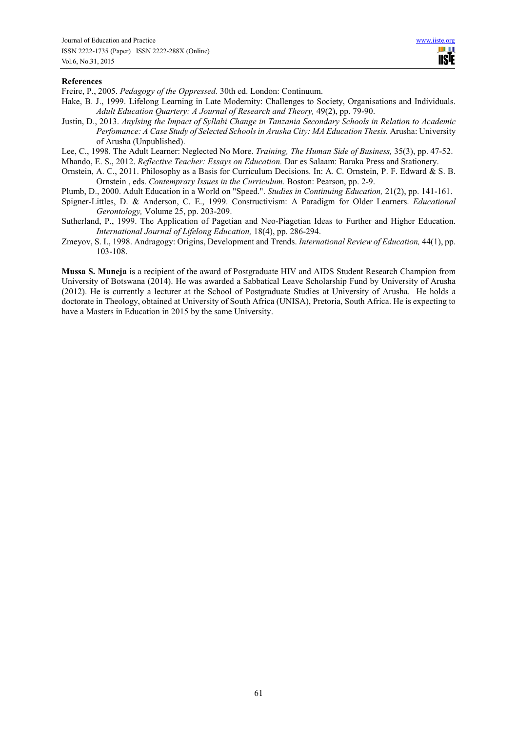**References**

Freire, P., 2005. *Pedagogy of the Oppressed.* 30th ed. London: Continuum.

Hake, B. J., 1999. Lifelong Learning in Late Modernity: Challenges to Society, Organisations and Individuals. *Adult Education Quarter: A Journal of Research and Theory,* 49(2), pp. 79-90.

Justin, D., 2013. *Anylsing the Impact of Syllabi Change in Tanzania Secondary Schools in Relation to Academic Perfomance: A Case Study of Selected Schools in Arusha City: MA Education Thesis.* Arusha: University of Arusha (Unpublished).

Lee, C., 1998. The Adult Learner: Neglected No More. *Training, The Human Side of Business,* 35(3), pp. 47-52.

Mhando, E. S., 2012. *Reflective Teacher: Essays on Education.* Dar es Salaam: Baraka Press and Stationery.

Ornstein, A. C., 2011. Philosophy as a Basis for Curriculum Decisions. In: A. C. Ornstein, P. F. Edward & S. B. Ornstein , eds. *Contemprary Issues in the Curriculum.* Boston: Pearson, pp. 2-9.

Plumb, D., 2000. Adult Education in a World on "Speed.". *Studies in Continuing Education,* 21(2), pp. 141-161.

Spigner-Littles, D. & Anderson, C. E., 1999. Constructivism: A Paradigm for Older Learners. *Educational Gerontology,* Volume 25, pp. 203-209.

Sutherland, P., 1999. The Application of Pagetian and Neo-Piagetian Ideas to Further and Higher Education. *International Journal of Lifelong Education,* 18(4), pp. 286-294.

Zmeyov, S. I., 1998. Andragogy: Origins, Development and Trends. *International Review of Education,* 44(1), pp. 103-108.

**Mussa S. Muneja** is a recipient of the award of Postgraduate HIV and AIDS Student Research Champion from University of Botswana (2014). He was awarded a Sabbatical Leave Scholarship Fund by University of Arusha (2012). He is currently a lecturer at the School of Postgraduate Studies at University of Arusha. He holds a doctorate in Theology, obtained at University of South Africa (UNISA), Pretoria, South Africa. He is expecting to have a Masters in Education in 2015 by the same University.